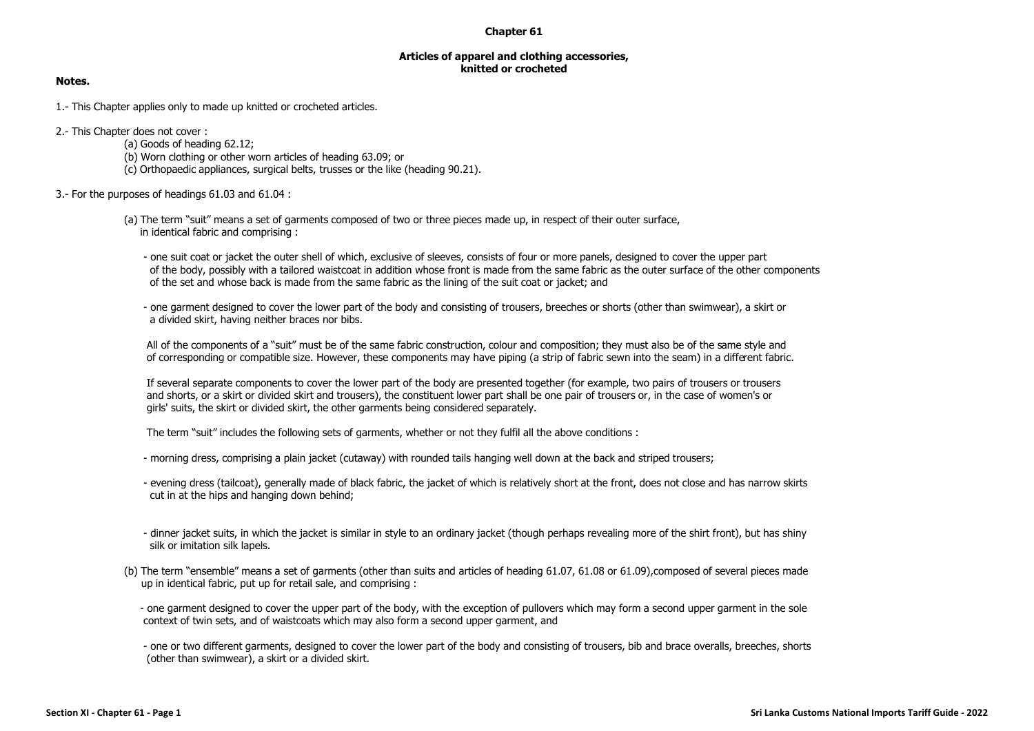# Chapter 61

## Articles of apparel and clothing accessories, knitted or crocheted

**Notes.**

1.- This Chapter applies only to made up knitted or crocheted articles.

2.- This Chapter does not cover :

(a) Goods of heading 62.12;

(b) Worn clothing or other worn articles of heading 63.09; or

(c) Orthopaedic appliances, surgical belts, trusses or the like (heading 90.21).

3.- For the purposes of headings 61.03 and 61.04 :

(a) The term "suit" means a set of garments composed of two or three pieces made up, in respect of their outer surface, in identical fabric and comprising :

- one suit coat or jacket the outer shell of which, exclusive of sleeves, consists of four or more panels, designed to cover the upper part of the body, possibly with a tailored waistcoat in addition whose front is made from the same fabric as the outer surface of the other components of the set and whose back is made from the same fabric as the lining of the suit coat or jacket; and

- one garment designed to cover the lower part of the body and consisting of trousers, breeches or shorts (other than swimwear), a skirt or a divided skirt, having neither braces nor bibs.

All of the components of a "suit" must be of the same fabric construction, colour and composition; they must also be of the same style and of corresponding or compatible size. However, these components may have piping (a strip of fabric sewn into the seam) in a different fabric.

If several separate components to cover the lower part of the body are presented together (for example, two pairs of trousers or trousers and shorts, or a skirt or divided skirt and trousers), the constituent lower part shall be one pair of trousers or, in the case of women's or girls' suits, the skirt or divided skirt, the other garments being considered separately.

The term "suit" includes the following sets of garments, whether or not they fulfil all the above conditions :

- morning dress, comprising a plain jacket (cutaway) with rounded tails hanging well down at the back and striped trousers;

- evening dress (tailcoat), generally made of black fabric, the jacket of which is relatively short at the front, does not close and has narrow skirts cut in at the hips and hanging down behind;

- dinner jacket suits, in which the jacket is similar in style to an ordinary jacket (though perhaps revealing more of the shirt front), but has shiny silk or imitation silk lapels.

(b) The term "ensemble" means a set of garments (other than suits and articles of heading 61.07, 61.08 or 61.09),composed of several pieces made up in identical fabric, put up for retail sale, and comprising :

- one garment designed to cover the upper part of the body, with the exception of pullovers which may form a second upper garment in the sole context of twin sets, and of waistcoats which may also form a second upper garment, and

- one or two different garments, designed to cover the lower part of the body and consisting of trousers, bib and brace overalls, breeches, shorts (other than swimwear), a skirt or a divided skirt.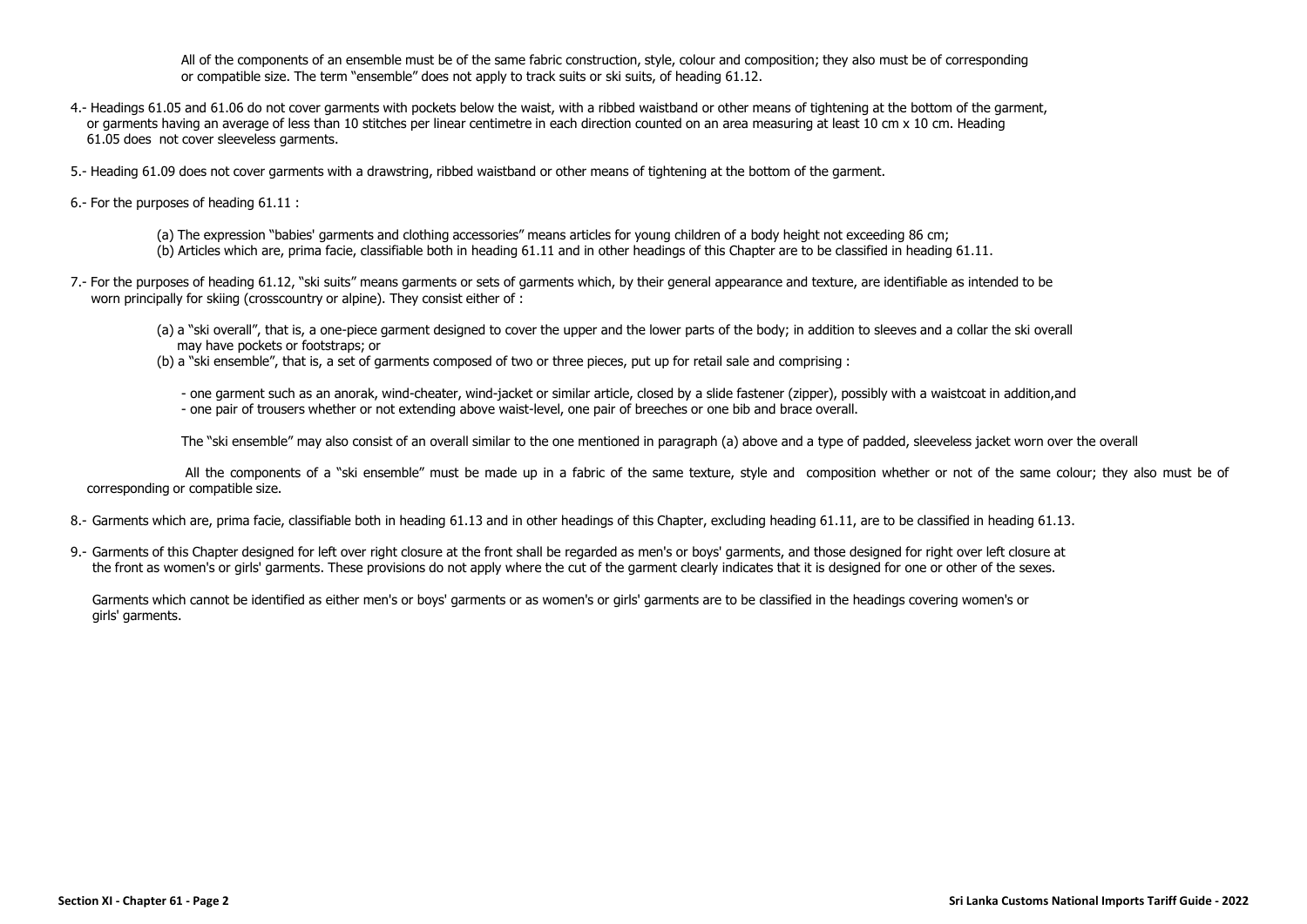All of the components of an ensemble must be of the same fabric construction, style, colour and composition; they also must be of corresponding or compatible size. The term "ensemble" does not apply to track suits or ski suits, of heading 61.12.

4.- Headings 61.05 and 61.06 do not cover garments with pockets below the waist, with a ribbed waistband or other means of tightening at the bottom of the garment, or garments having an average of less than 10 stitches per linear centimetre in each direction counted on an area measuring at least 10 cm x 10 cm. Heading 61.05 does not cover sleeveless garments.

5.- Heading 61.09 does not cover garments with a drawstring, ribbed waistband or other means of tightening at the bottom of the garment.

6.- For the purposes of heading 61.11 :

(a) The expression "babies' garments and clothing accessories" means articles for young children of a body height not exceeding 86 cm;
(b) Articles which are, prima facie, classifiable both in heading 61.11 and in other headings of this Chapter are to be classified in heading 61.11.

7.- For the purposes of heading 61.12, "ski suits" means garments or sets of garments which, by their general appearance and texture, are identifiable as intended to be worn principally for skiing (crosscountry or alpine). They consist either of :

(a) a "ski overall", that is, a one-piece garment designed to cover the upper and the lower parts of the body; in addition to sleeves and a collar the ski overall may have pockets or footstraps; or
(b) a "ski ensemble", that is, a set of garments composed of two or three pieces, put up for retail sale and comprising :

- one garment such as an anorak, wind-cheater, wind-jacket or similar article, closed by a slide fastener (zipper), possibly with a waistcoat in addition,and
- one pair of trousers whether or not extending above waist-level, one pair of breeches or one bib and brace overall.

The "ski ensemble" may also consist of an overall similar to the one mentioned in paragraph (a) above and a type of padded, sleeveless jacket worn over the overall

All the components of a "ski ensemble" must be made up in a fabric of the same texture, style and composition whether or not of the same colour; they also must be of corresponding or compatible size.

8.- Garments which are, prima facie, classifiable both in heading 61.13 and in other headings of this Chapter, excluding heading 61.11, are to be classified in heading 61.13.

9.- Garments of this Chapter designed for left over right closure at the front shall be regarded as men's or boys' garments, and those designed for right over left closure at the front as women's or girls' garments. These provisions do not apply where the cut of the garment clearly indicates that it is designed for one or other of the sexes.

Garments which cannot be identified as either men's or boys' garments or as women's or girls' garments are to be classified in the headings covering women's or girls' garments.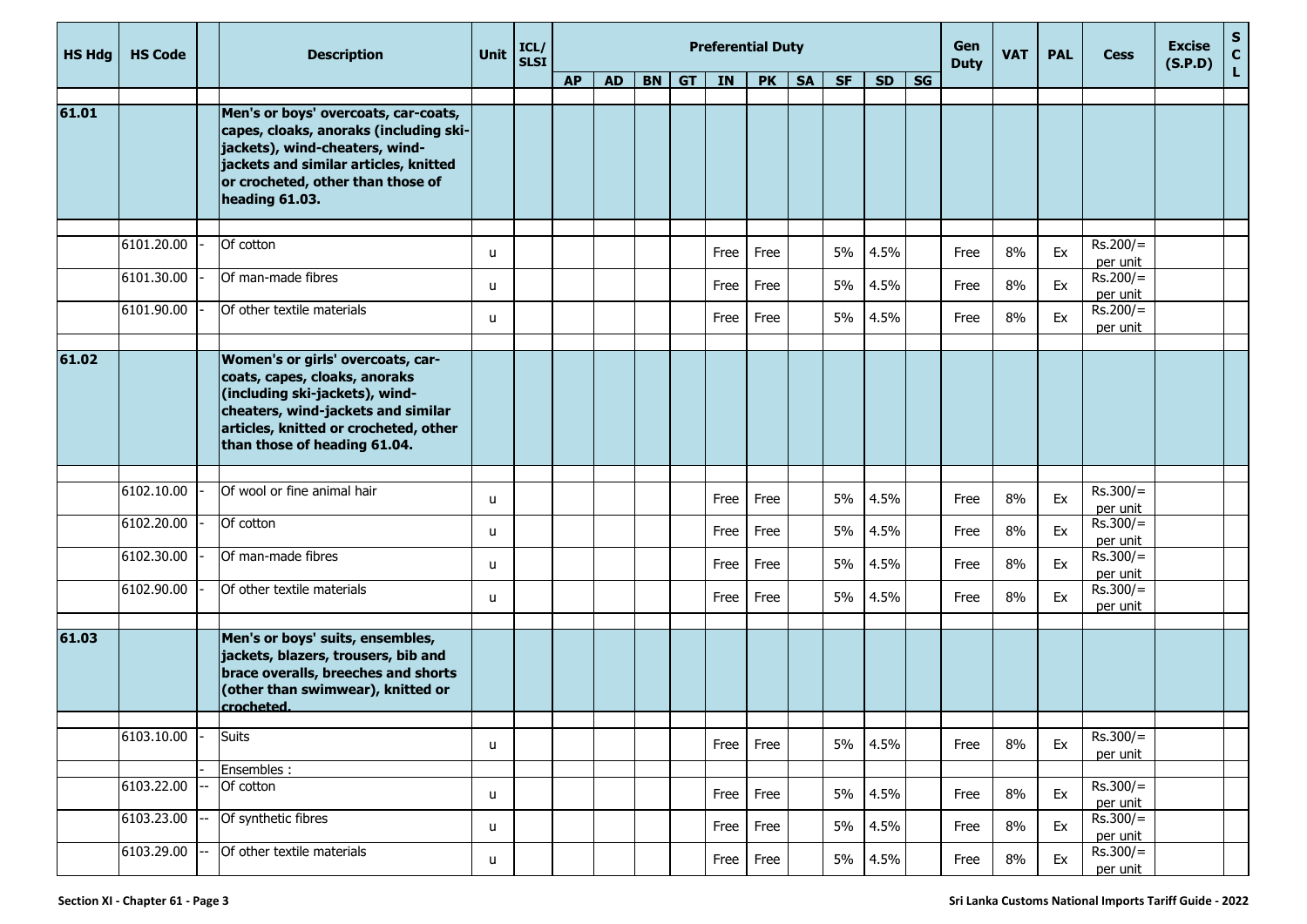| HS Hdg | HS Code | | Description | Unit | ICL/ SLSI | Preferential Duty | | | | | | | | | | Gen Duty | VAT | PAL | Cess | Excise (S.P.D) | SCL |
|---|---|---|---|---|---|---|---|---|---|---|---|---|---|---|---|---|---|---|---|---|---|
| | | | | | | AP | AD | BN | GT | IN | PK | SA | SF | SD | SG | | | | | | |
| **61.01** | | | **Men's or boys' overcoats, car-coats, capes, cloaks, anoraks (including ski-jackets), wind-cheaters, wind-jackets and similar articles, knitted or crocheted, other than those of heading 61.03.** | | | | | | | | | | | | | | | | | | |
| | 6101.20.00 | - | Of cotton | u | | | | | | Free | Free | | 5% | 4.5% | | Free | 8% | Ex | Rs.200/= per unit | | |
| | 6101.30.00 | - | Of man-made fibres | u | | | | | | Free | Free | | 5% | 4.5% | | Free | 8% | Ex | Rs.200/= per unit | | |
| | 6101.90.00 | - | Of other textile materials | u | | | | | | Free | Free | | 5% | 4.5% | | Free | 8% | Ex | Rs.200/= per unit | | |
| **61.02** | | | **Women's or girls' overcoats, car-coats, capes, cloaks, anoraks (including ski-jackets), wind-cheaters, wind-jackets and similar articles, knitted or crocheted, other than those of heading 61.04.** | | | | | | | | | | | | | | | | | | |
| | 6102.10.00 | - | Of wool or fine animal hair | u | | | | | | Free | Free | | 5% | 4.5% | | Free | 8% | Ex | Rs.300/= per unit | | |
| | 6102.20.00 | - | Of cotton | u | | | | | | Free | Free | | 5% | 4.5% | | Free | 8% | Ex | Rs.300/= per unit | | |
| | 6102.30.00 | - | Of man-made fibres | u | | | | | | Free | Free | | 5% | 4.5% | | Free | 8% | Ex | Rs.300/= per unit | | |
| | 6102.90.00 | - | Of other textile materials | u | | | | | | Free | Free | | 5% | 4.5% | | Free | 8% | Ex | Rs.300/= per unit | | |
| **61.03** | | | **Men's or boys' suits, ensembles, jackets, blazers, trousers, bib and brace overalls, breeches and shorts (other than swimwear), knitted or crocheted.** | | | | | | | | | | | | | | | | | | |
| | 6103.10.00 | - | Suits | u | | | | | | Free | Free | | 5% | 4.5% | | Free | 8% | Ex | Rs.300/= per unit | | |
| | | - | Ensembles : | | | | | | | | | | | | | | | | | | |
| | 6103.22.00 | -- | Of cotton | u | | | | | | Free | Free | | 5% | 4.5% | | Free | 8% | Ex | Rs.300/= per unit | | |
| | 6103.23.00 | -- | Of synthetic fibres | u | | | | | | Free | Free | | 5% | 4.5% | | Free | 8% | Ex | Rs.300/= per unit | | |
| | 6103.29.00 | -- | Of other textile materials | u | | | | | | Free | Free | | 5% | 4.5% | | Free | 8% | Ex | Rs.300/= per unit | | |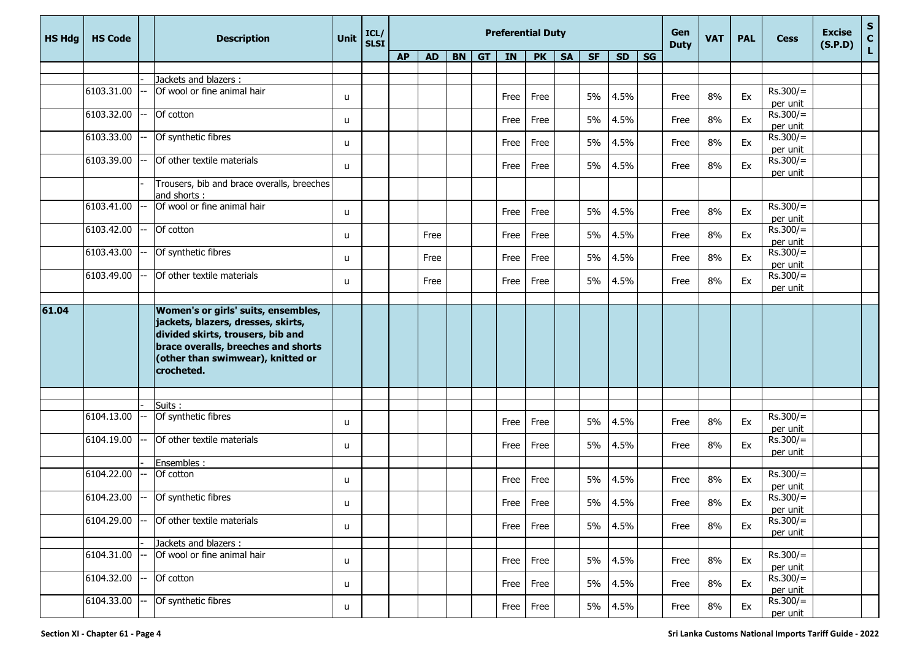| HS Hdg | HS Code | | Description | Unit | ICL/ SLSI | Preferential Duty | | | | | | | | | | Gen Duty | VAT | PAL | Cess | Excise (S.P.D) | SCL |
|---|---|---|---|---|---|---|---|---|---|---|---|---|---|---|---|---|---|---|---|---|---|
| | | | | | | AP | AD | BN | GT | IN | PK | SA | SF | SD | SG | | | | | | |
| | | - | Jackets and blazers : | | | | | | | | | | | | | | | | | | |
| | 6103.31.00 | -- | Of wool or fine animal hair | u | | | | | | Free | Free | | 5% | 4.5% | | Free | 8% | Ex | Rs.300/= per unit | | |
| | 6103.32.00 | -- | Of cotton | u | | | | | | Free | Free | | 5% | 4.5% | | Free | 8% | Ex | Rs.300/= per unit | | |
| | 6103.33.00 | -- | Of synthetic fibres | u | | | | | | Free | Free | | 5% | 4.5% | | Free | 8% | Ex | Rs.300/= per unit | | |
| | 6103.39.00 | -- | Of other textile materials | u | | | | | | Free | Free | | 5% | 4.5% | | Free | 8% | Ex | Rs.300/= per unit | | |
| | | - | Trousers, bib and brace overalls, breeches and shorts : | | | | | | | | | | | | | | | | | | |
| | 6103.41.00 | -- | Of wool or fine animal hair | u | | | | | | Free | Free | | 5% | 4.5% | | Free | 8% | Ex | Rs.300/= per unit | | |
| | 6103.42.00 | -- | Of cotton | u | | | Free | | | Free | Free | | 5% | 4.5% | | Free | 8% | Ex | Rs.300/= per unit | | |
| | 6103.43.00 | -- | Of synthetic fibres | u | | | Free | | | Free | Free | | 5% | 4.5% | | Free | 8% | Ex | Rs.300/= per unit | | |
| | 6103.49.00 | -- | Of other textile materials | u | | | Free | | | Free | Free | | 5% | 4.5% | | Free | 8% | Ex | Rs.300/= per unit | | |
| **61.04** | | | **Women's or girls' suits, ensembles, jackets, blazers, dresses, skirts, divided skirts, trousers, bib and brace overalls, breeches and shorts (other than swimwear), knitted or crocheted.** | | | | | | | | | | | | | | | | | | |
| | | - | Suits : | | | | | | | | | | | | | | | | | | |
| | 6104.13.00 | -- | Of synthetic fibres | u | | | | | | Free | Free | | 5% | 4.5% | | Free | 8% | Ex | Rs.300/= per unit | | |
| | 6104.19.00 | -- | Of other textile materials | u | | | | | | Free | Free | | 5% | 4.5% | | Free | 8% | Ex | Rs.300/= per unit | | |
| | | - | Ensembles : | | | | | | | | | | | | | | | | | | |
| | 6104.22.00 | -- | Of cotton | u | | | | | | Free | Free | | 5% | 4.5% | | Free | 8% | Ex | Rs.300/= per unit | | |
| | 6104.23.00 | -- | Of synthetic fibres | u | | | | | | Free | Free | | 5% | 4.5% | | Free | 8% | Ex | Rs.300/= per unit | | |
| | 6104.29.00 | -- | Of other textile materials | u | | | | | | Free | Free | | 5% | 4.5% | | Free | 8% | Ex | Rs.300/= per unit | | |
| | | - | Jackets and blazers : | | | | | | | | | | | | | | | | | | |
| | 6104.31.00 | -- | Of wool or fine animal hair | u | | | | | | Free | Free | | 5% | 4.5% | | Free | 8% | Ex | Rs.300/= per unit | | |
| | 6104.32.00 | -- | Of cotton | u | | | | | | Free | Free | | 5% | 4.5% | | Free | 8% | Ex | Rs.300/= per unit | | |
| | 6104.33.00 | -- | Of synthetic fibres | u | | | | | | Free | Free | | 5% | 4.5% | | Free | 8% | Ex | Rs.300/= per unit | | |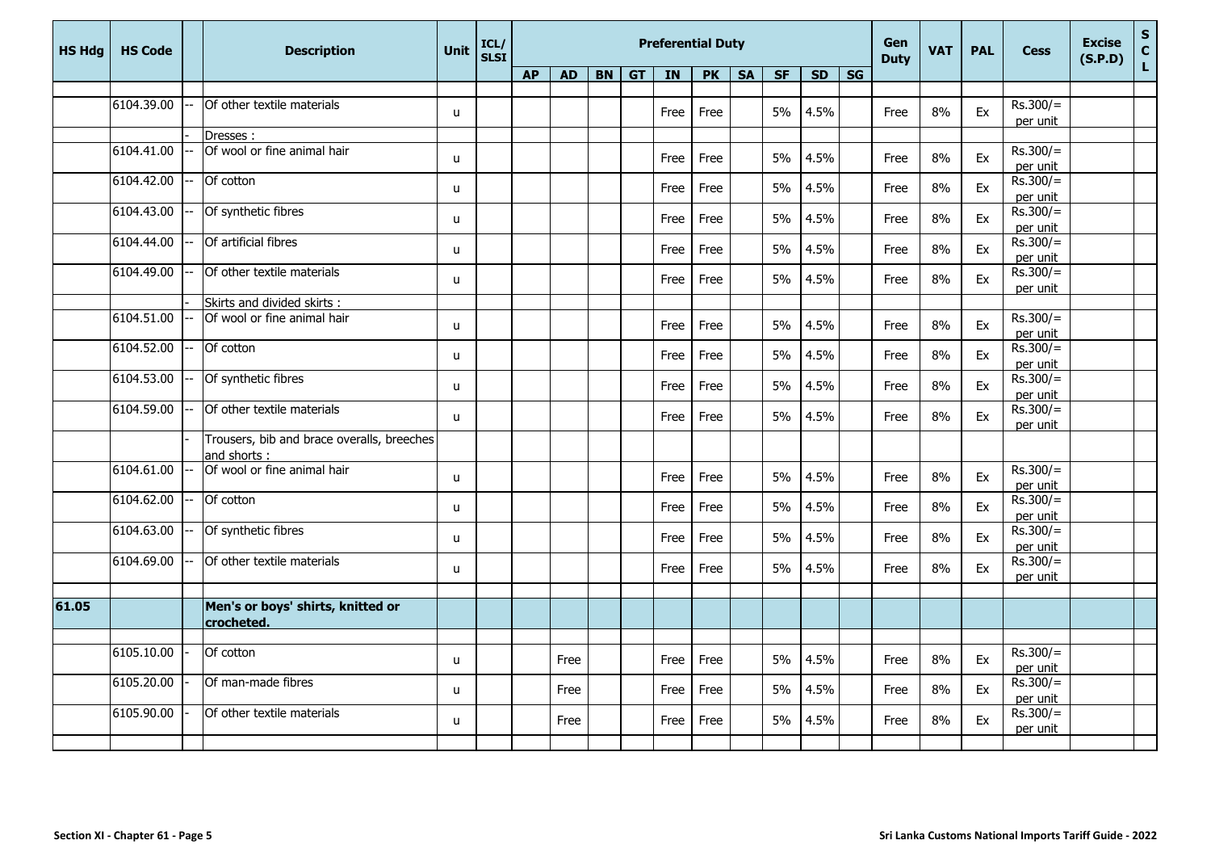| HS Hdg | HS Code | | Description | Unit | ICL/ SLSI | Preferential Duty | | | | | | | | | | Gen Duty | VAT | PAL | Cess | Excise (S.P.D) | SCL |
|---|---|---|---|---|---|---|---|---|---|---|---|---|---|---|---|---|---|---|---|---|---|
| | | | | | | AP | AD | BN | GT | IN | PK | SA | SF | SD | SG | | | | | | |
| | 6104.39.00 | -- | Of other textile materials | u | | | | | | Free | Free | | 5% | 4.5% | | Free | 8% | Ex | Rs.300/= per unit | | |
| | | - | Dresses : | | | | | | | | | | | | | | | | | | |
| | 6104.41.00 | -- | Of wool or fine animal hair | u | | | | | | Free | Free | | 5% | 4.5% | | Free | 8% | Ex | Rs.300/= per unit | | |
| | 6104.42.00 | -- | Of cotton | u | | | | | | Free | Free | | 5% | 4.5% | | Free | 8% | Ex | Rs.300/= per unit | | |
| | 6104.43.00 | -- | Of synthetic fibres | u | | | | | | Free | Free | | 5% | 4.5% | | Free | 8% | Ex | Rs.300/= per unit | | |
| | 6104.44.00 | -- | Of artificial fibres | u | | | | | | Free | Free | | 5% | 4.5% | | Free | 8% | Ex | Rs.300/= per unit | | |
| | 6104.49.00 | -- | Of other textile materials | u | | | | | | Free | Free | | 5% | 4.5% | | Free | 8% | Ex | Rs.300/= per unit | | |
| | | - | Skirts and divided skirts : | | | | | | | | | | | | | | | | | | |
| | 6104.51.00 | -- | Of wool or fine animal hair | u | | | | | | Free | Free | | 5% | 4.5% | | Free | 8% | Ex | Rs.300/= per unit | | |
| | 6104.52.00 | -- | Of cotton | u | | | | | | Free | Free | | 5% | 4.5% | | Free | 8% | Ex | Rs.300/= per unit | | |
| | 6104.53.00 | -- | Of synthetic fibres | u | | | | | | Free | Free | | 5% | 4.5% | | Free | 8% | Ex | Rs.300/= per unit | | |
| | 6104.59.00 | -- | Of other textile materials | u | | | | | | Free | Free | | 5% | 4.5% | | Free | 8% | Ex | Rs.300/= per unit | | |
| | | - | Trousers, bib and brace overalls, breeches and shorts : | | | | | | | | | | | | | | | | | | |
| | 6104.61.00 | -- | Of wool or fine animal hair | u | | | | | | Free | Free | | 5% | 4.5% | | Free | 8% | Ex | Rs.300/= per unit | | |
| | 6104.62.00 | -- | Of cotton | u | | | | | | Free | Free | | 5% | 4.5% | | Free | 8% | Ex | Rs.300/= per unit | | |
| | 6104.63.00 | -- | Of synthetic fibres | u | | | | | | Free | Free | | 5% | 4.5% | | Free | 8% | Ex | Rs.300/= per unit | | |
| | 6104.69.00 | -- | Of other textile materials | u | | | | | | Free | Free | | 5% | 4.5% | | Free | 8% | Ex | Rs.300/= per unit | | |
| **61.05** | | | **Men's or boys' shirts, knitted or crocheted.** | | | | | | | | | | | | | | | | | | |
| | 6105.10.00 | - | Of cotton | u | | | Free | | | Free | Free | | 5% | 4.5% | | Free | 8% | Ex | Rs.300/= per unit | | |
| | 6105.20.00 | - | Of man-made fibres | u | | | Free | | | Free | Free | | 5% | 4.5% | | Free | 8% | Ex | Rs.300/= per unit | | |
| | 6105.90.00 | - | Of other textile materials | u | | | Free | | | Free | Free | | 5% | 4.5% | | Free | 8% | Ex | Rs.300/= per unit | | |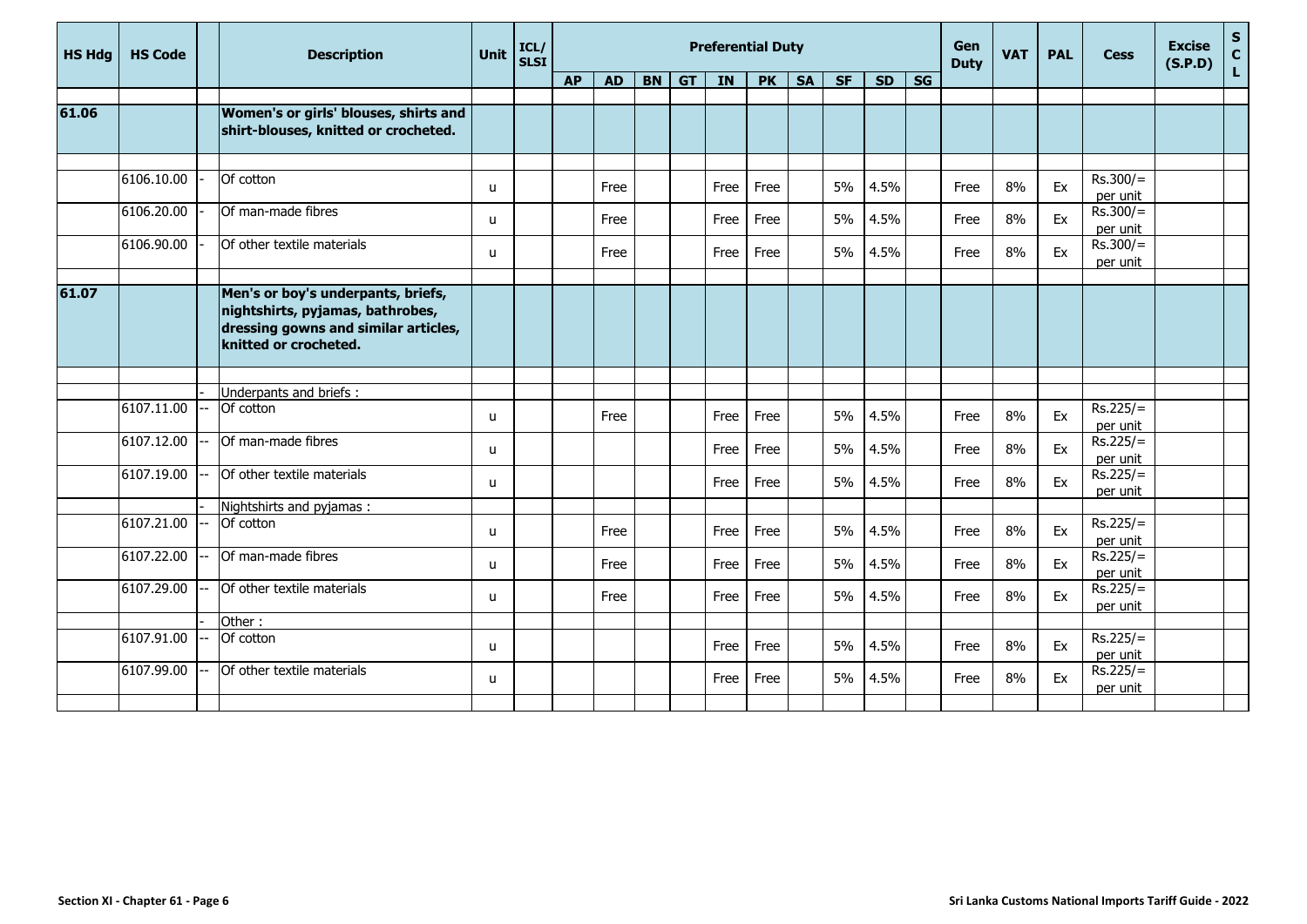| HS Hdg | HS Code | | Description | Unit | ICL/ SLSI | Preferential Duty | | | | | | | | | | Gen Duty | VAT | PAL | Cess | Excise (S.P.D) | S C L |
|---|---|---|---|---|---|---|---|---|---|---|---|---|---|---|---|---|---|---|---|---|---|
| | | | | | | AP | AD | BN | GT | IN | PK | SA | SF | SD | SG | | | | | | |
| 61.06 | | | **Women's or girls' blouses, shirts and shirt-blouses, knitted or crocheted.** | | | | | | | | | | | | | | | | | | |
| | 6106.10.00 | - | Of cotton | u | | | Free | | | Free | Free | | 5% | 4.5% | | Free | 8% | Ex | Rs.300/= per unit | | |
| | 6106.20.00 | - | Of man-made fibres | u | | | Free | | | Free | Free | | 5% | 4.5% | | Free | 8% | Ex | Rs.300/= per unit | | |
| | 6106.90.00 | - | Of other textile materials | u | | | Free | | | Free | Free | | 5% | 4.5% | | Free | 8% | Ex | Rs.300/= per unit | | |
| 61.07 | | | **Men's or boy's underpants, briefs, nightshirts, pyjamas, bathrobes, dressing gowns and similar articles, knitted or crocheted.** | | | | | | | | | | | | | | | | | | |
| | | - | Underpants and briefs : | | | | | | | | | | | | | | | | | | |
| | 6107.11.00 | -- | Of cotton | u | | | Free | | | Free | Free | | 5% | 4.5% | | Free | 8% | Ex | Rs.225/= per unit | | |
| | 6107.12.00 | -- | Of man-made fibres | u | | | | | | Free | Free | | 5% | 4.5% | | Free | 8% | Ex | Rs.225/= per unit | | |
| | 6107.19.00 | -- | Of other textile materials | u | | | | | | Free | Free | | 5% | 4.5% | | Free | 8% | Ex | Rs.225/= per unit | | |
| | | - | Nightshirts and pyjamas : | | | | | | | | | | | | | | | | | | |
| | 6107.21.00 | -- | Of cotton | u | | | Free | | | Free | Free | | 5% | 4.5% | | Free | 8% | Ex | Rs.225/= per unit | | |
| | 6107.22.00 | -- | Of man-made fibres | u | | | Free | | | Free | Free | | 5% | 4.5% | | Free | 8% | Ex | Rs.225/= per unit | | |
| | 6107.29.00 | -- | Of other textile materials | u | | | Free | | | Free | Free | | 5% | 4.5% | | Free | 8% | Ex | Rs.225/= per unit | | |
| | | - | Other : | | | | | | | | | | | | | | | | | | |
| | 6107.91.00 | -- | Of cotton | u | | | | | | Free | Free | | 5% | 4.5% | | Free | 8% | Ex | Rs.225/= per unit | | |
| | 6107.99.00 | -- | Of other textile materials | u | | | | | | Free | Free | | 5% | 4.5% | | Free | 8% | Ex | Rs.225/= per unit | | |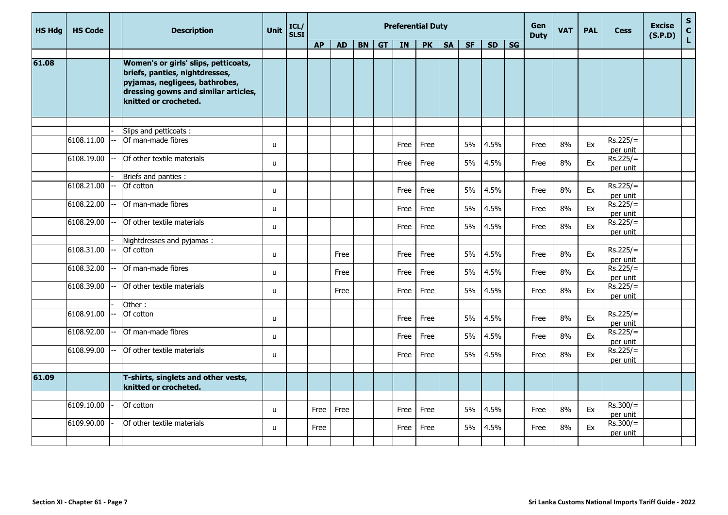| HS Hdg | HS Code | | Description | Unit | ICL/ SLSI | Preferential Duty | | | | | | | | | | Gen Duty | VAT | PAL | Cess | Excise (S.P.D) | SCL |
|---|---|---|---|---|---|---|---|---|---|---|---|---|---|---|---|---|---|---|---|---|---|
| | | | | | | AP | AD | BN | GT | IN | PK | SA | SF | SD | SG | | | | | | |
| 61.08 | | | **Women's or girls' slips, petticoats, briefs, panties, nightdresses, pyjamas, negligees, bathrobes, dressing gowns and similar articles, knitted or crocheted.** | | | | | | | | | | | | | | | | | | |
| | | - | Slips and petticoats : | | | | | | | | | | | | | | | | | | |
| | 6108.11.00 | -- | Of man-made fibres | u | | | | | | Free | Free | | 5% | 4.5% | | Free | 8% | Ex | Rs.225/= per unit | | |
| | 6108.19.00 | -- | Of other textile materials | u | | | | | | Free | Free | | 5% | 4.5% | | Free | 8% | Ex | Rs.225/= per unit | | |
| | | - | Briefs and panties : | | | | | | | | | | | | | | | | | | |
| | 6108.21.00 | -- | Of cotton | u | | | | | | Free | Free | | 5% | 4.5% | | Free | 8% | Ex | Rs.225/= per unit | | |
| | 6108.22.00 | -- | Of man-made fibres | u | | | | | | Free | Free | | 5% | 4.5% | | Free | 8% | Ex | Rs.225/= per unit | | |
| | 6108.29.00 | -- | Of other textile materials | u | | | | | | Free | Free | | 5% | 4.5% | | Free | 8% | Ex | Rs.225/= per unit | | |
| | | - | Nightdresses and pyjamas : | | | | | | | | | | | | | | | | | | |
| | 6108.31.00 | -- | Of cotton | u | | | Free | | | Free | Free | | 5% | 4.5% | | Free | 8% | Ex | Rs.225/= per unit | | |
| | 6108.32.00 | -- | Of man-made fibres | u | | | Free | | | Free | Free | | 5% | 4.5% | | Free | 8% | Ex | Rs.225/= per unit | | |
| | 6108.39.00 | -- | Of other textile materials | u | | | Free | | | Free | Free | | 5% | 4.5% | | Free | 8% | Ex | Rs.225/= per unit | | |
| | | - | Other : | | | | | | | | | | | | | | | | | | |
| | 6108.91.00 | -- | Of cotton | u | | | | | | Free | Free | | 5% | 4.5% | | Free | 8% | Ex | Rs.225/= per unit | | |
| | 6108.92.00 | -- | Of man-made fibres | u | | | | | | Free | Free | | 5% | 4.5% | | Free | 8% | Ex | Rs.225/= per unit | | |
| | 6108.99.00 | -- | Of other textile materials | u | | | | | | Free | Free | | 5% | 4.5% | | Free | 8% | Ex | Rs.225/= per unit | | |
| 61.09 | | | **T-shirts, singlets and other vests, knitted or crocheted.** | | | | | | | | | | | | | | | | | | |
| | 6109.10.00 | - | Of cotton | u | | Free | Free | | | Free | Free | | 5% | 4.5% | | Free | 8% | Ex | Rs.300/= per unit | | |
| | 6109.90.00 | - | Of other textile materials | u | | Free | | | | Free | Free | | 5% | 4.5% | | Free | 8% | Ex | Rs.300/= per unit | | |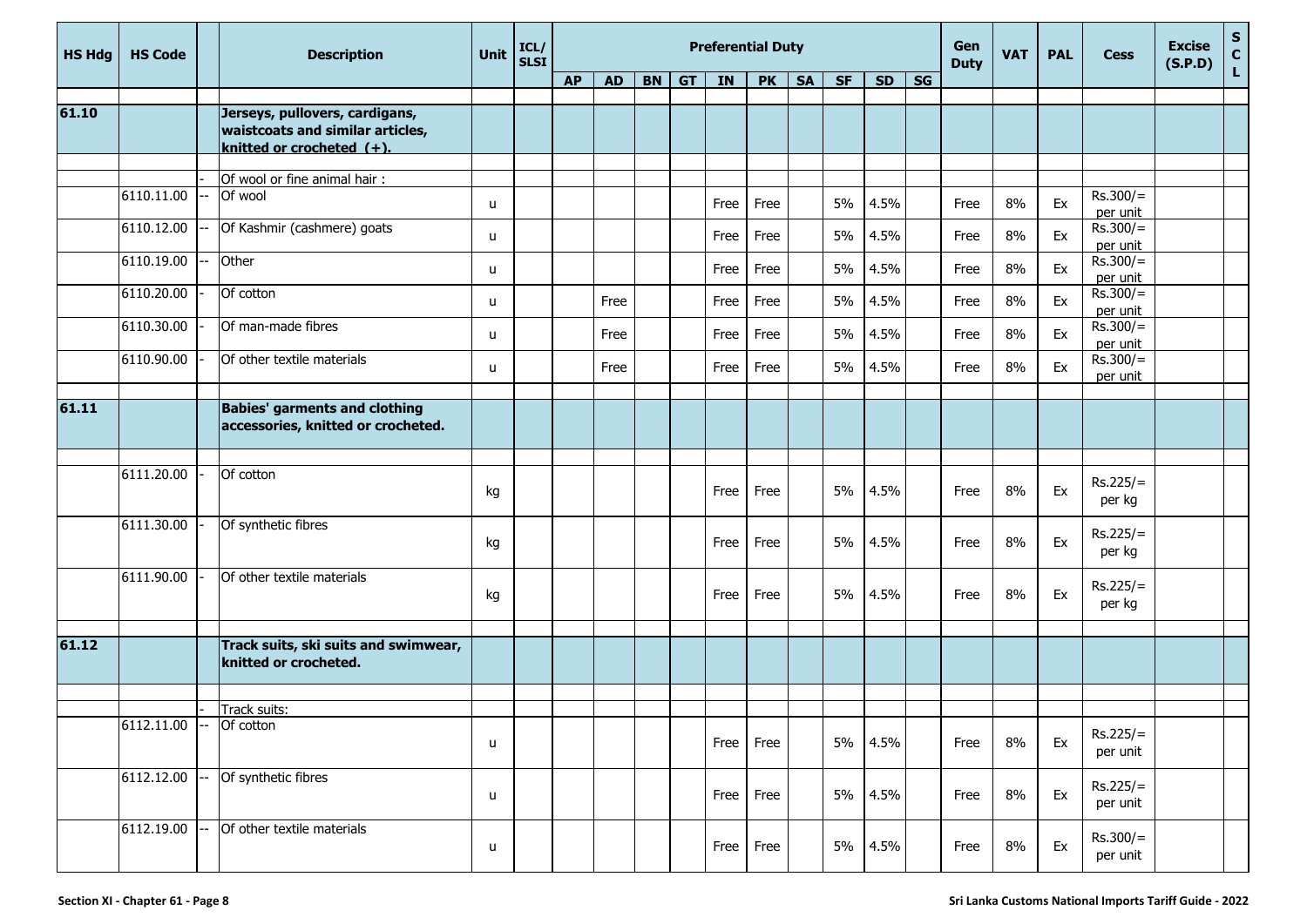| HS Hdg | HS Code | | Description | Unit | ICL/ SLSI | Preferential Duty | | | | | | | | | | Gen Duty | VAT | PAL | Cess | Excise (S.P.D) | SCL |
|---|---|---|---|---|---|---|---|---|---|---|---|---|---|---|---|---|---|---|---|---|---|
| | | | | | | AP | AD | BN | GT | IN | PK | SA | SF | SD | SG | | | | | | |
| **61.10** | | | **Jerseys, pullovers, cardigans, waistcoats and similar articles, knitted or crocheted (+).** | | | | | | | | | | | | | | | | | | |
| | | - | Of wool or fine animal hair : | | | | | | | | | | | | | | | | | | |
| | 6110.11.00 | -- | Of wool | u | | | | | | Free | Free | | 5% | 4.5% | | Free | 8% | Ex | Rs.300/= per unit | | |
| | 6110.12.00 | -- | Of Kashmir (cashmere) goats | u | | | | | | Free | Free | | 5% | 4.5% | | Free | 8% | Ex | Rs.300/= per unit | | |
| | 6110.19.00 | -- | Other | u | | | | | | Free | Free | | 5% | 4.5% | | Free | 8% | Ex | Rs.300/= per unit | | |
| | 6110.20.00 | - | Of cotton | u | | | Free | | | Free | Free | | 5% | 4.5% | | Free | 8% | Ex | Rs.300/= per unit | | |
| | 6110.30.00 | - | Of man-made fibres | u | | | Free | | | Free | Free | | 5% | 4.5% | | Free | 8% | Ex | Rs.300/= per unit | | |
| | 6110.90.00 | - | Of other textile materials | u | | | Free | | | Free | Free | | 5% | 4.5% | | Free | 8% | Ex | Rs.300/= per unit | | |
| **61.11** | | | **Babies' garments and clothing accessories, knitted or crocheted.** | | | | | | | | | | | | | | | | | | |
| | 6111.20.00 | - | Of cotton | kg | | | | | | Free | Free | | 5% | 4.5% | | Free | 8% | Ex | Rs.225/= per kg | | |
| | 6111.30.00 | - | Of synthetic fibres | kg | | | | | | Free | Free | | 5% | 4.5% | | Free | 8% | Ex | Rs.225/= per kg | | |
| | 6111.90.00 | - | Of other textile materials | kg | | | | | | Free | Free | | 5% | 4.5% | | Free | 8% | Ex | Rs.225/= per kg | | |
| **61.12** | | | **Track suits, ski suits and swimwear, knitted or crocheted.** | | | | | | | | | | | | | | | | | | |
| | | - | Track suits: | | | | | | | | | | | | | | | | | | |
| | 6112.11.00 | -- | Of cotton | u | | | | | | Free | Free | | 5% | 4.5% | | Free | 8% | Ex | Rs.225/= per unit | | |
| | 6112.12.00 | -- | Of synthetic fibres | u | | | | | | Free | Free | | 5% | 4.5% | | Free | 8% | Ex | Rs.225/= per unit | | |
| | 6112.19.00 | -- | Of other textile materials | u | | | | | | Free | Free | | 5% | 4.5% | | Free | 8% | Ex | Rs.300/= per unit | | |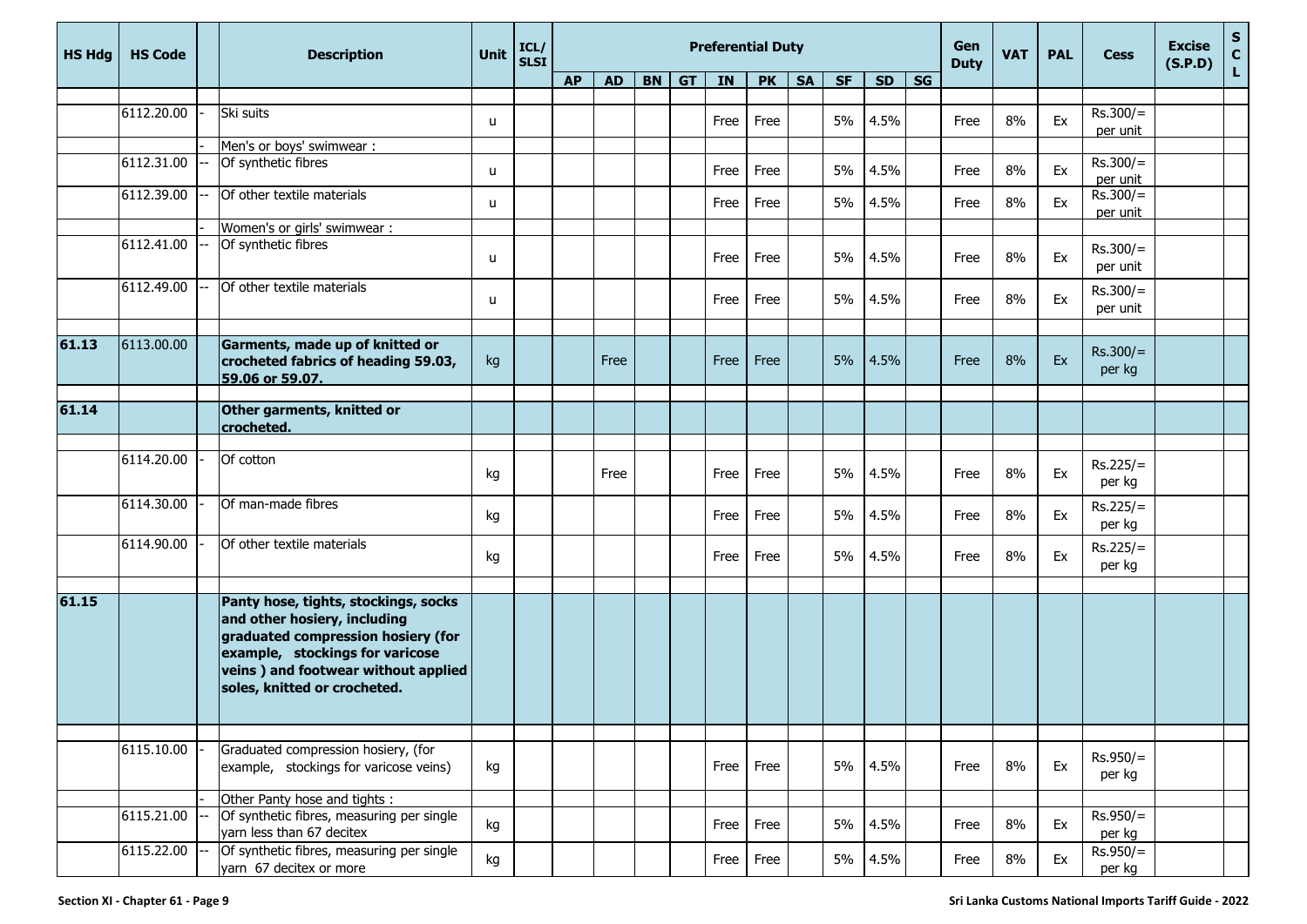| HS Hdg | HS Code | | Description | Unit | ICL/ SLSI | Preferential Duty | | | | | | | | | | Gen Duty | VAT | PAL | Cess | Excise (S.P.D) | SCL |
|---|---|---|---|---|---|---|---|---|---|---|---|---|---|---|---|---|---|---|---|---|---|
| | | | | | | AP | AD | BN | GT | IN | PK | SA | SF | SD | SG | | | | | | |
| | 6112.20.00 | - | Ski suits | u | | | | | | Free | Free | | 5% | 4.5% | | Free | 8% | Ex | Rs.300/= per unit | | |
| | | - | Men's or boys' swimwear : | | | | | | | | | | | | | | | | | | |
| | 6112.31.00 | -- | Of synthetic fibres | u | | | | | | Free | Free | | 5% | 4.5% | | Free | 8% | Ex | Rs.300/= per unit | | |
| | 6112.39.00 | -- | Of other textile materials | u | | | | | | Free | Free | | 5% | 4.5% | | Free | 8% | Ex | Rs.300/= per unit | | |
| | | - | Women's or girls' swimwear : | | | | | | | | | | | | | | | | | | |
| | 6112.41.00 | -- | Of synthetic fibres | u | | | | | | Free | Free | | 5% | 4.5% | | Free | 8% | Ex | Rs.300/= per unit | | |
| | 6112.49.00 | -- | Of other textile materials | u | | | | | | Free | Free | | 5% | 4.5% | | Free | 8% | Ex | Rs.300/= per unit | | |
| **61.13** | 6113.00.00 | | **Garments, made up of knitted or crocheted fabrics of heading 59.03, 59.06 or 59.07.** | kg | | | Free | | | Free | Free | | 5% | 4.5% | | Free | 8% | Ex | Rs.300/= per kg | | |
| **61.14** | | | **Other garments, knitted or crocheted.** | | | | | | | | | | | | | | | | | | |
| | 6114.20.00 | - | Of cotton | kg | | | Free | | | Free | Free | | 5% | 4.5% | | Free | 8% | Ex | Rs.225/= per kg | | |
| | 6114.30.00 | - | Of man-made fibres | kg | | | | | | Free | Free | | 5% | 4.5% | | Free | 8% | Ex | Rs.225/= per kg | | |
| | 6114.90.00 | - | Of other textile materials | kg | | | | | | Free | Free | | 5% | 4.5% | | Free | 8% | Ex | Rs.225/= per kg | | |
| **61.15** | | | **Panty hose, tights, stockings, socks and other hosiery, including graduated compression hosiery (for example, stockings for varicose veins ) and footwear without applied soles, knitted or crocheted.** | | | | | | | | | | | | | | | | | | |
| | 6115.10.00 | - | Graduated compression hosiery, (for example, stockings for varicose veins) | kg | | | | | | Free | Free | | 5% | 4.5% | | Free | 8% | Ex | Rs.950/= per kg | | |
| | | - | Other Panty hose and tights : | | | | | | | | | | | | | | | | | | |
| | 6115.21.00 | -- | Of synthetic fibres, measuring per single yarn less than 67 decitex | kg | | | | | | Free | Free | | 5% | 4.5% | | Free | 8% | Ex | Rs.950/= per kg | | |
| | 6115.22.00 | -- | Of synthetic fibres, measuring per single yarn 67 decitex or more | kg | | | | | | Free | Free | | 5% | 4.5% | | Free | 8% | Ex | Rs.950/= per kg | | |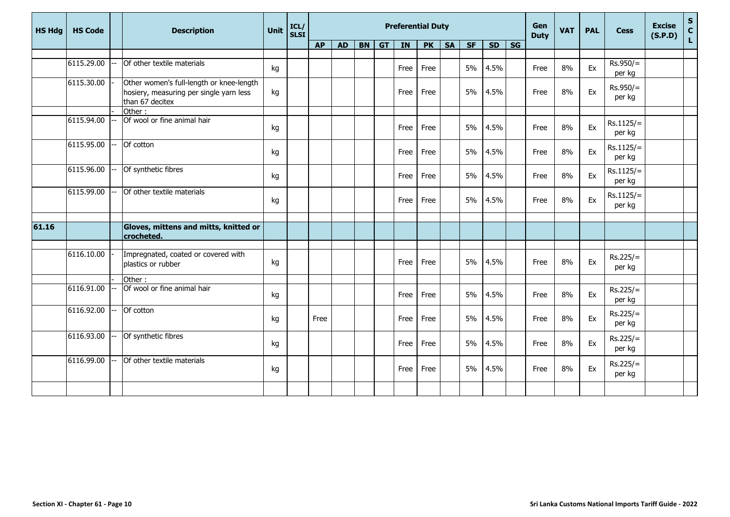| HS Hdg | HS Code | | Description | Unit | ICL/ SLSI | Preferential Duty | | | | | | | | | | Gen Duty | VAT | PAL | Cess | Excise (S.P.D) | S C L |
|---|---|---|---|---|---|---|---|---|---|---|---|---|---|---|---|---|---|---|---|---|---|
| | | | | | | AP | AD | BN | GT | IN | PK | SA | SF | SD | SG | | | | | | |
| | 6115.29.00 | -- | Of other textile materials | kg | | | | | | Free | Free | | 5% | 4.5% | | Free | 8% | Ex | Rs.950/= per kg | | |
| | 6115.30.00 | - | Other women's full-length or knee-length hosiery, measuring per single yarn less than 67 decitex | kg | | | | | | Free | Free | | 5% | 4.5% | | Free | 8% | Ex | Rs.950/= per kg | | |
| | | - | Other : | | | | | | | | | | | | | | | | | | |
| | 6115.94.00 | -- | Of wool or fine animal hair | kg | | | | | | Free | Free | | 5% | 4.5% | | Free | 8% | Ex | Rs.1125/= per kg | | |
| | 6115.95.00 | -- | Of cotton | kg | | | | | | Free | Free | | 5% | 4.5% | | Free | 8% | Ex | Rs.1125/= per kg | | |
| | 6115.96.00 | -- | Of synthetic fibres | kg | | | | | | Free | Free | | 5% | 4.5% | | Free | 8% | Ex | Rs.1125/= per kg | | |
| | 6115.99.00 | -- | Of other textile materials | kg | | | | | | Free | Free | | 5% | 4.5% | | Free | 8% | Ex | Rs.1125/= per kg | | |
| **61.16** | | | **Gloves, mittens and mitts, knitted or crocheted.** | | | | | | | | | | | | | | | | | | |
| | 6116.10.00 | - | Impregnated, coated or covered with plastics or rubber | kg | | | | | | Free | Free | | 5% | 4.5% | | Free | 8% | Ex | Rs.225/= per kg | | |
| | | - | Other : | | | | | | | | | | | | | | | | | | |
| | 6116.91.00 | -- | Of wool or fine animal hair | kg | | | | | | Free | Free | | 5% | 4.5% | | Free | 8% | Ex | Rs.225/= per kg | | |
| | 6116.92.00 | -- | Of cotton | kg | | Free | | | | Free | Free | | 5% | 4.5% | | Free | 8% | Ex | Rs.225/= per kg | | |
| | 6116.93.00 | -- | Of synthetic fibres | kg | | | | | | Free | Free | | 5% | 4.5% | | Free | 8% | Ex | Rs.225/= per kg | | |
| | 6116.99.00 | -- | Of other textile materials | kg | | | | | | Free | Free | | 5% | 4.5% | | Free | 8% | Ex | Rs.225/= per kg | | |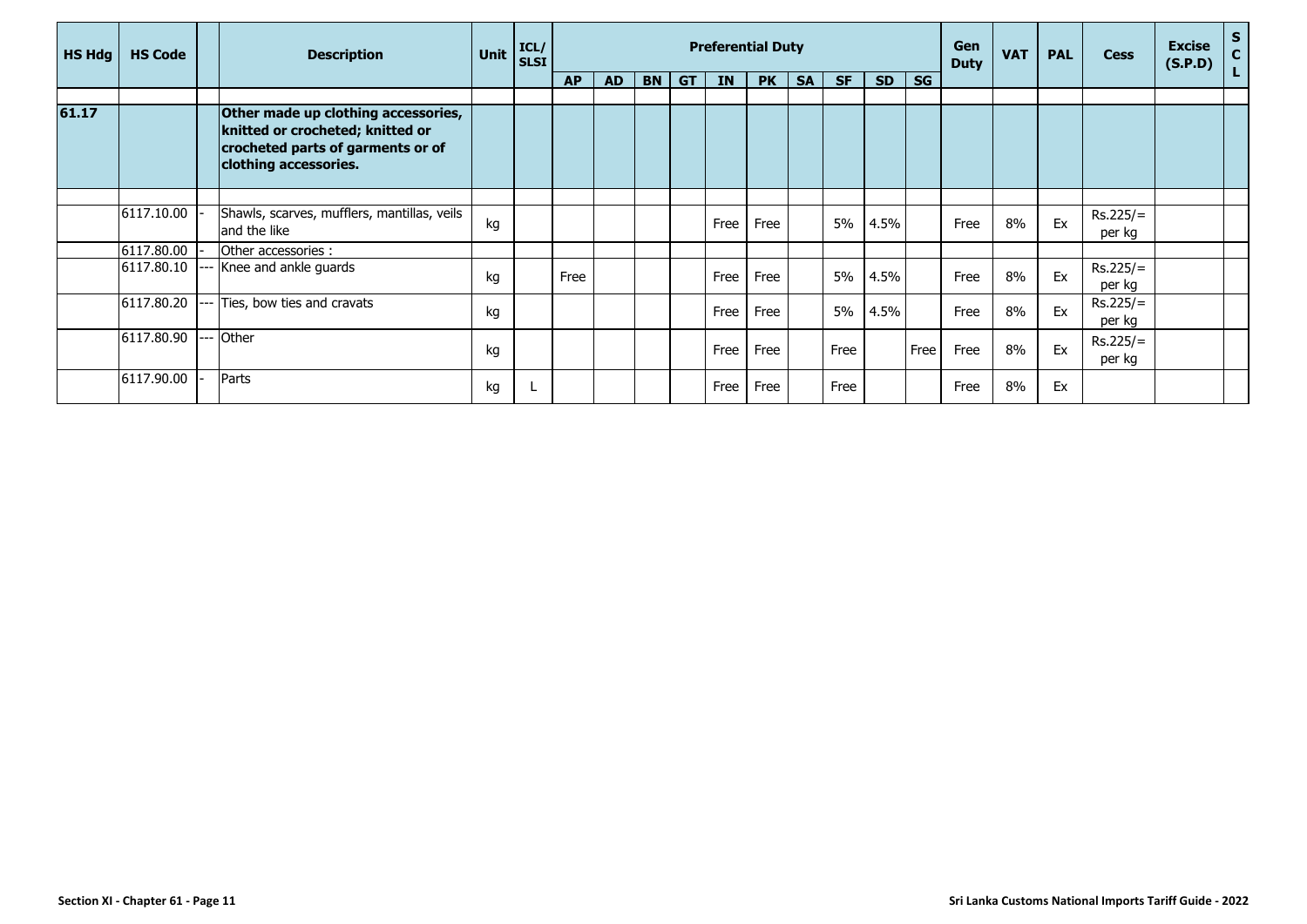| HS Hdg | HS Code | | Description | Unit | ICL/ SLSI | Preferential Duty | | | | | | | | | | Gen Duty | VAT | PAL | Cess | Excise (S.P.D) | S C L |
|---|---|---|---|---|---|---|---|---|---|---|---|---|---|---|---|---|---|---|---|---|---|
| | | | | | | AP | AD | BN | GT | IN | PK | SA | SF | SD | SG | | | | | | |
| **61.17** | | | **Other made up clothing accessories, knitted or crocheted; knitted or crocheted parts of garments or of clothing accessories.** | | | | | | | | | | | | | | | | | | |
| | 6117.10.00 | - | Shawls, scarves, mufflers, mantillas, veils and the like | kg | | | | | | Free | Free | | 5% | 4.5% | | Free | 8% | Ex | Rs.225/= per kg | | |
| | 6117.80.00 | - | Other accessories : | | | | | | | | | | | | | | | | | | |
| | 6117.80.10 | --- | Knee and ankle guards | kg | | Free | | | | Free | Free | | 5% | 4.5% | | Free | 8% | Ex | Rs.225/= per kg | | |
| | 6117.80.20 | --- | Ties, bow ties and cravats | kg | | | | | | Free | Free | | 5% | 4.5% | | Free | 8% | Ex | Rs.225/= per kg | | |
| | 6117.80.90 | --- | Other | kg | | | | | | Free | Free | | Free | | Free | Free | 8% | Ex | Rs.225/= per kg | | |
| | 6117.90.00 | - | Parts | kg | L | | | | | Free | Free | | Free | | | Free | 8% | Ex | | | |